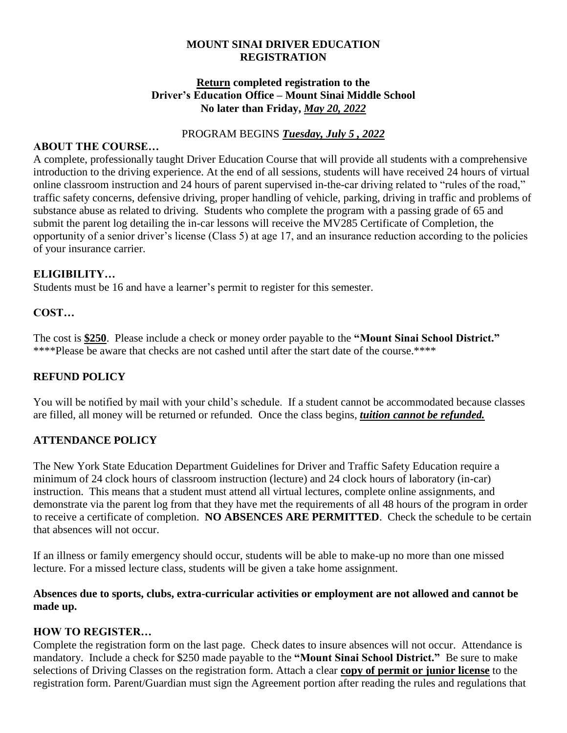# MOUNT SINAI DRIVER EDUCATION REGISTRATION

**<u>Return</u> completed registration to the Driver's Education Office – Mount Sinai Middle School No later than Friday, *<u>May 20, 2022</u>***

PROGRAM BEGINS ***<u>Tuesday, July 5 , 2022</u>***

## ABOUT THE COURSE…

A complete, professionally taught Driver Education Course that will provide all students with a comprehensive introduction to the driving experience. At the end of all sessions, students will have received 24 hours of virtual online classroom instruction and 24 hours of parent supervised in-the-car driving related to "rules of the road," traffic safety concerns, defensive driving, proper handling of vehicle, parking, driving in traffic and problems of substance abuse as related to driving. Students who complete the program with a passing grade of 65 and submit the parent log detailing the in-car lessons will receive the MV285 Certificate of Completion, the opportunity of a senior driver's license (Class 5) at age 17, and an insurance reduction according to the policies of your insurance carrier.

## ELIGIBILITY…

Students must be 16 and have a learner's permit to register for this semester.

## COST…

The cost is **<u>$250</u>**. Please include a check or money order payable to the **"Mount Sinai School District."**
****Please be aware that checks are not cashed until after the start date of the course.****

## REFUND POLICY

You will be notified by mail with your child's schedule. If a student cannot be accommodated because classes are filled, all money will be returned or refunded. Once the class begins, ***<u>tuition cannot be refunded.</u>***

## ATTENDANCE POLICY

The New York State Education Department Guidelines for Driver and Traffic Safety Education require a minimum of 24 clock hours of classroom instruction (lecture) and 24 clock hours of laboratory (in-car) instruction. This means that a student must attend all virtual lectures, complete online assignments, and demonstrate via the parent log from that they have met the requirements of all 48 hours of the program in order to receive a certificate of completion. **NO ABSENCES ARE PERMITTED**. Check the schedule to be certain that absences will not occur.

If an illness or family emergency should occur, students will be able to make-up no more than one missed lecture. For a missed lecture class, students will be given a take home assignment.

**Absences due to sports, clubs, extra-curricular activities or employment are not allowed and cannot be made up.**

## HOW TO REGISTER…

Complete the registration form on the last page. Check dates to insure absences will not occur. Attendance is mandatory. Include a check for $250 made payable to the **"Mount Sinai School District."** Be sure to make selections of Driving Classes on the registration form. Attach a clear **<u>copy of permit or junior license</u>** to the registration form. Parent/Guardian must sign the Agreement portion after reading the rules and regulations that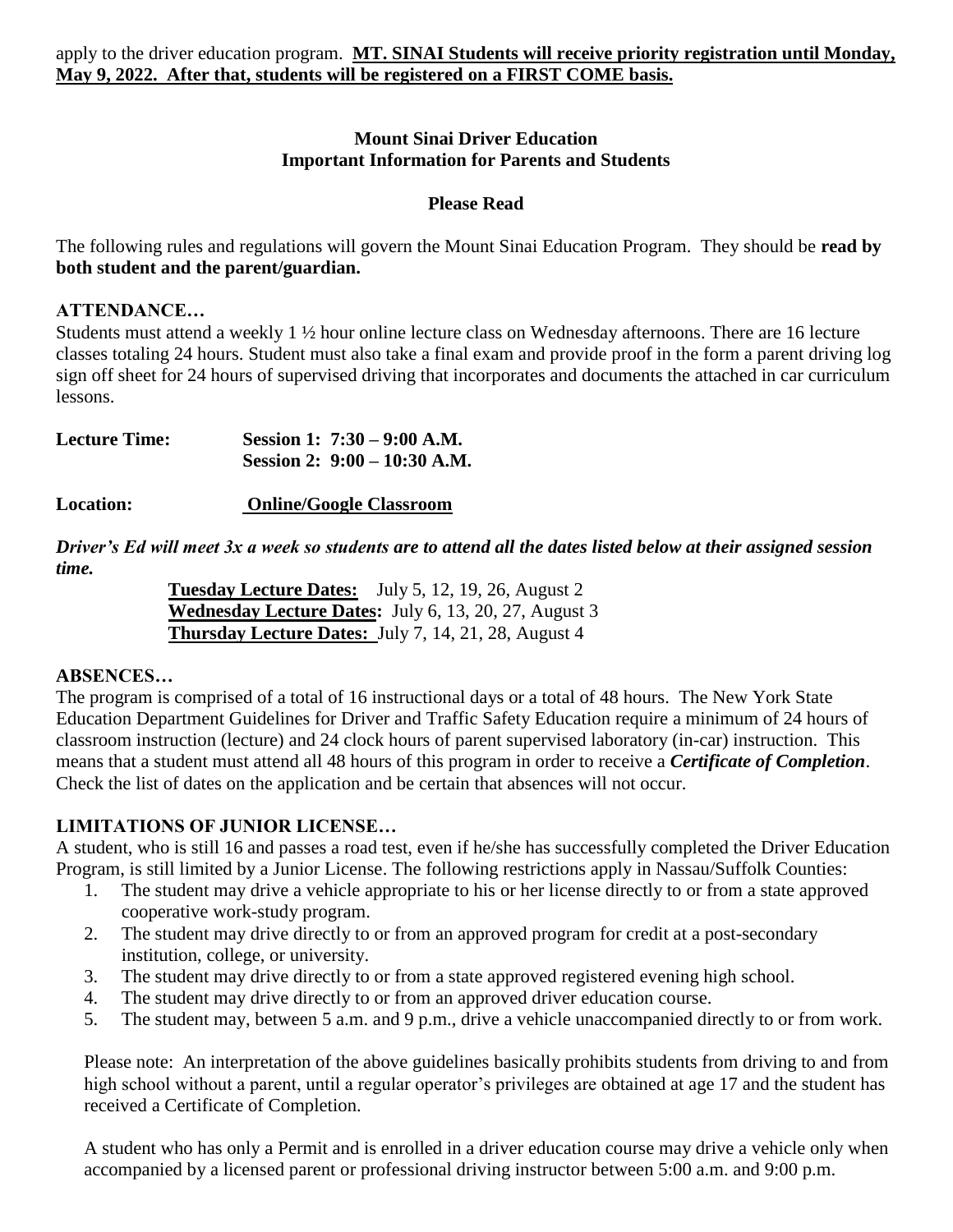apply to the driver education program. **MT. SINAI Students will receive priority registration until Monday, May 9, 2022. After that, students will be registered on a FIRST COME basis.**

**Mount Sinai Driver Education**
**Important Information for Parents and Students**

**Please Read**

The following rules and regulations will govern the Mount Sinai Education Program. They should be **read by both student and the parent/guardian.**

## ATTENDANCE…

Students must attend a weekly 1 ½ hour online lecture class on Wednesday afternoons. There are 16 lecture classes totaling 24 hours. Student must also take a final exam and provide proof in the form a parent driving log sign off sheet for 24 hours of supervised driving that incorporates and documents the attached in car curriculum lessons.

**Lecture Time:** **Session 1: 7:30 – 9:00 A.M.**
**Session 2: 9:00 – 10:30 A.M.**

**Location:** **Online/Google Classroom**

***Driver's Ed will meet 3x a week so students are to attend all the dates listed below at their assigned session time.***

**Tuesday Lecture Dates:** July 5, 12, 19, 26, August 2
**Wednesday Lecture Dates:** July 6, 13, 20, 27, August 3
**Thursday Lecture Dates:** July 7, 14, 21, 28, August 4

## ABSENCES…

The program is comprised of a total of 16 instructional days or a total of 48 hours. The New York State Education Department Guidelines for Driver and Traffic Safety Education require a minimum of 24 hours of classroom instruction (lecture) and 24 clock hours of parent supervised laboratory (in-car) instruction. This means that a student must attend all 48 hours of this program in order to receive a ***Certificate of Completion***. Check the list of dates on the application and be certain that absences will not occur.

## LIMITATIONS OF JUNIOR LICENSE…

A student, who is still 16 and passes a road test, even if he/she has successfully completed the Driver Education Program, is still limited by a Junior License. The following restrictions apply in Nassau/Suffolk Counties:

1. The student may drive a vehicle appropriate to his or her license directly to or from a state approved cooperative work-study program.
2. The student may drive directly to or from an approved program for credit at a post-secondary institution, college, or university.
3. The student may drive directly to or from a state approved registered evening high school.
4. The student may drive directly to or from an approved driver education course.
5. The student may, between 5 a.m. and 9 p.m., drive a vehicle unaccompanied directly to or from work.

Please note: An interpretation of the above guidelines basically prohibits students from driving to and from high school without a parent, until a regular operator's privileges are obtained at age 17 and the student has received a Certificate of Completion.

A student who has only a Permit and is enrolled in a driver education course may drive a vehicle only when accompanied by a licensed parent or professional driving instructor between 5:00 a.m. and 9:00 p.m.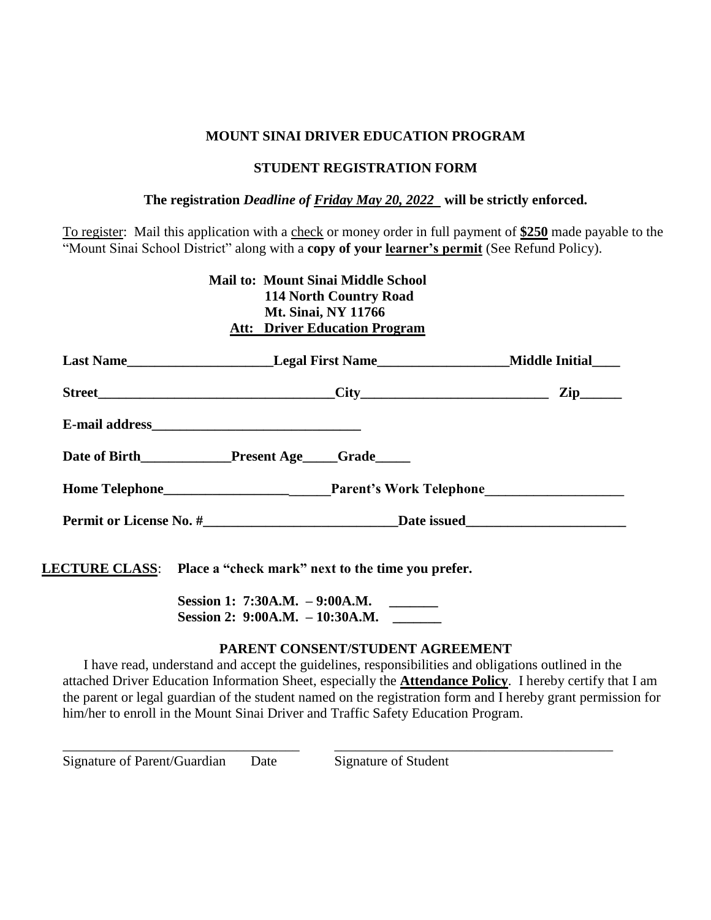**MOUNT SINAI DRIVER EDUCATION PROGRAM**

**STUDENT REGISTRATION FORM**

**The registration *Deadline of Friday May 20, 2022* will be strictly enforced.**

To register: Mail this application with a check or money order in full payment of **$250** made payable to the "Mount Sinai School District" along with a **copy of your learner's permit** (See Refund Policy).

**Mail to: Mount Sinai Middle School**
**114 North Country Road**
**Mt. Sinai, NY 11766**
**Att: Driver Education Program**

**Last Name**_____________________**Legal First Name**___________________**Middle Initial**____

**Street**__________________________________**City**___________________________ **Zip**______

**E-mail address**______________________________

**Date of Birth**_____________**Present Age**_____**Grade**_____

**Home Telephone**________________________**Parent's Work Telephone**____________________

**Permit or License No. #**____________________________**Date issued**_______________________

**LECTURE CLASS**: **Place a "check mark" next to the time you prefer.**

**Session 1: 7:30A.M. – 9:00A.M.** _______
**Session 2: 9:00A.M. – 10:30A.M.** _______

**PARENT CONSENT/STUDENT AGREEMENT**

I have read, understand and accept the guidelines, responsibilities and obligations outlined in the attached Driver Education Information Sheet, especially the **Attendance Policy**. I hereby certify that I am the parent or legal guardian of the student named on the registration form and I hereby grant permission for him/her to enroll in the Mount Sinai Driver and Traffic Safety Education Program.

___________________________________ ___________________________________________
Signature of Parent/Guardian Date Signature of Student